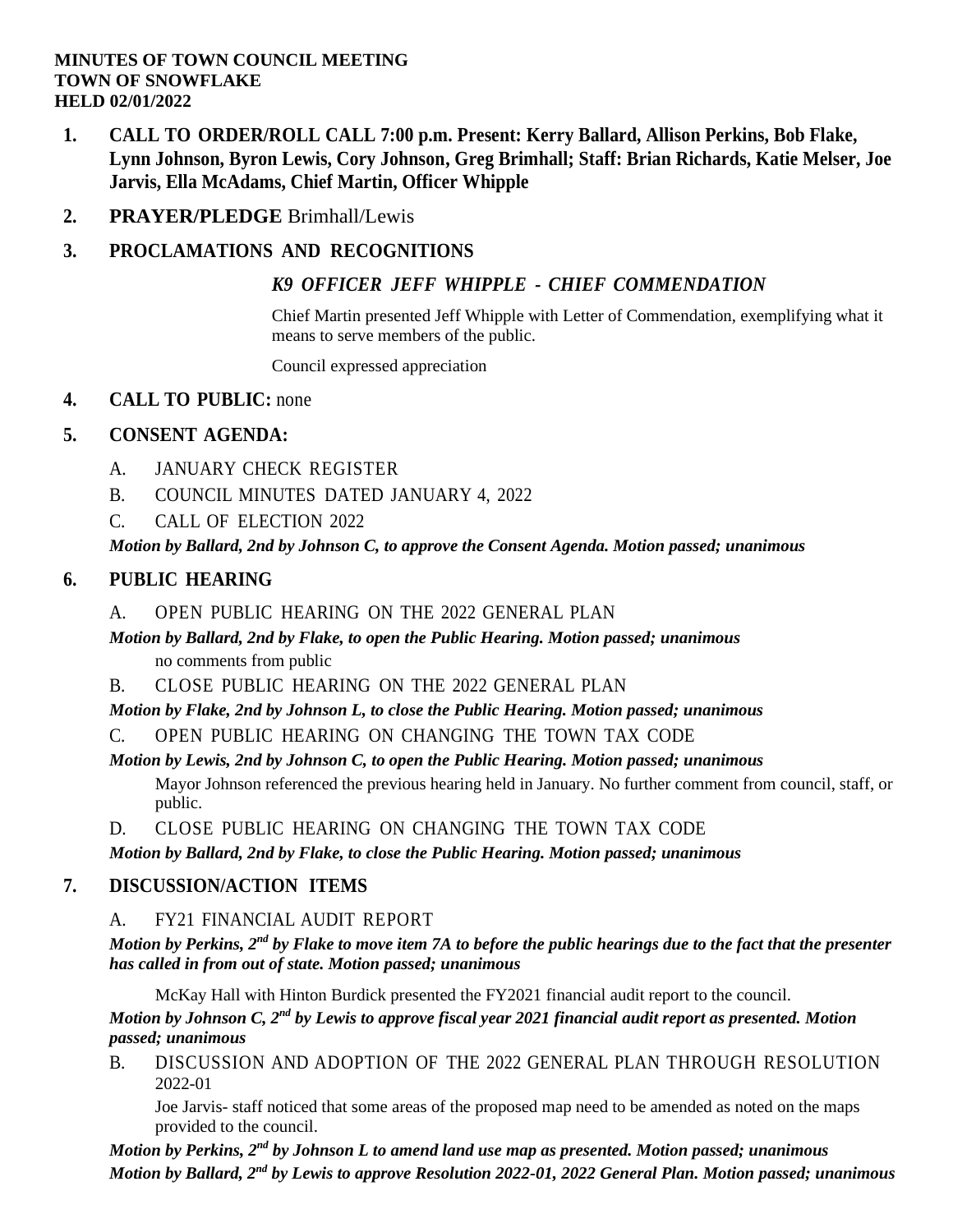**MINUTES OF TOWN COUNCIL MEETING**
**TOWN OF SNOWFLAKE**
**HELD 02/01/2022**

1. **CALL TO ORDER/ROLL CALL 7:00 p.m. Present: Kerry Ballard, Allison Perkins, Bob Flake, Lynn Johnson, Byron Lewis, Cory Johnson, Greg Brimhall; Staff: Brian Richards, Katie Melser, Joe Jarvis, Ella McAdams, Chief Martin, Officer Whipple**

2. **PRAYER/PLEDGE** Brimhall/Lewis

3. **PROCLAMATIONS AND RECOGNITIONS**

   ***K9 OFFICER JEFF WHIPPLE - CHIEF COMMENDATION***

   Chief Martin presented Jeff Whipple with Letter of Commendation, exemplifying what it means to serve members of the public.

   Council expressed appreciation

4. **CALL TO PUBLIC:** none

5. **CONSENT AGENDA:**

   A. JANUARY CHECK REGISTER

   B. COUNCIL MINUTES DATED JANUARY 4, 2022

   C. CALL OF ELECTION 2022

   ***Motion by Ballard, 2nd by Johnson C, to approve the Consent Agenda. Motion passed; unanimous***

6. **PUBLIC HEARING**

   A. OPEN PUBLIC HEARING ON THE 2022 GENERAL PLAN

   ***Motion by Ballard, 2nd by Flake, to open the Public Hearing. Motion passed; unanimous***

   no comments from public

   B. CLOSE PUBLIC HEARING ON THE 2022 GENERAL PLAN

   ***Motion by Flake, 2nd by Johnson L, to close the Public Hearing. Motion passed; unanimous***

   C. OPEN PUBLIC HEARING ON CHANGING THE TOWN TAX CODE

   ***Motion by Lewis, 2nd by Johnson C, to open the Public Hearing. Motion passed; unanimous***

   Mayor Johnson referenced the previous hearing held in January. No further comment from council, staff, or public.

   D. CLOSE PUBLIC HEARING ON CHANGING THE TOWN TAX CODE

   ***Motion by Ballard, 2nd by Flake, to close the Public Hearing. Motion passed; unanimous***

7. **DISCUSSION/ACTION ITEMS**

   A. FY21 FINANCIAL AUDIT REPORT

   ***Motion by Perkins, 2nd by Flake to move item 7A to before the public hearings due to the fact that the presenter has called in from out of state. Motion passed; unanimous***

   McKay Hall with Hinton Burdick presented the FY2021 financial audit report to the council.

   ***Motion by Johnson C, 2nd by Lewis to approve fiscal year 2021 financial audit report as presented. Motion passed; unanimous***

   B. DISCUSSION AND ADOPTION OF THE 2022 GENERAL PLAN THROUGH RESOLUTION 2022-01

   Joe Jarvis- staff noticed that some areas of the proposed map need to be amended as noted on the maps provided to the council.

   ***Motion by Perkins, 2nd by Johnson L to amend land use map as presented. Motion passed; unanimous***

   ***Motion by Ballard, 2nd by Lewis to approve Resolution 2022-01, 2022 General Plan. Motion passed; unanimous***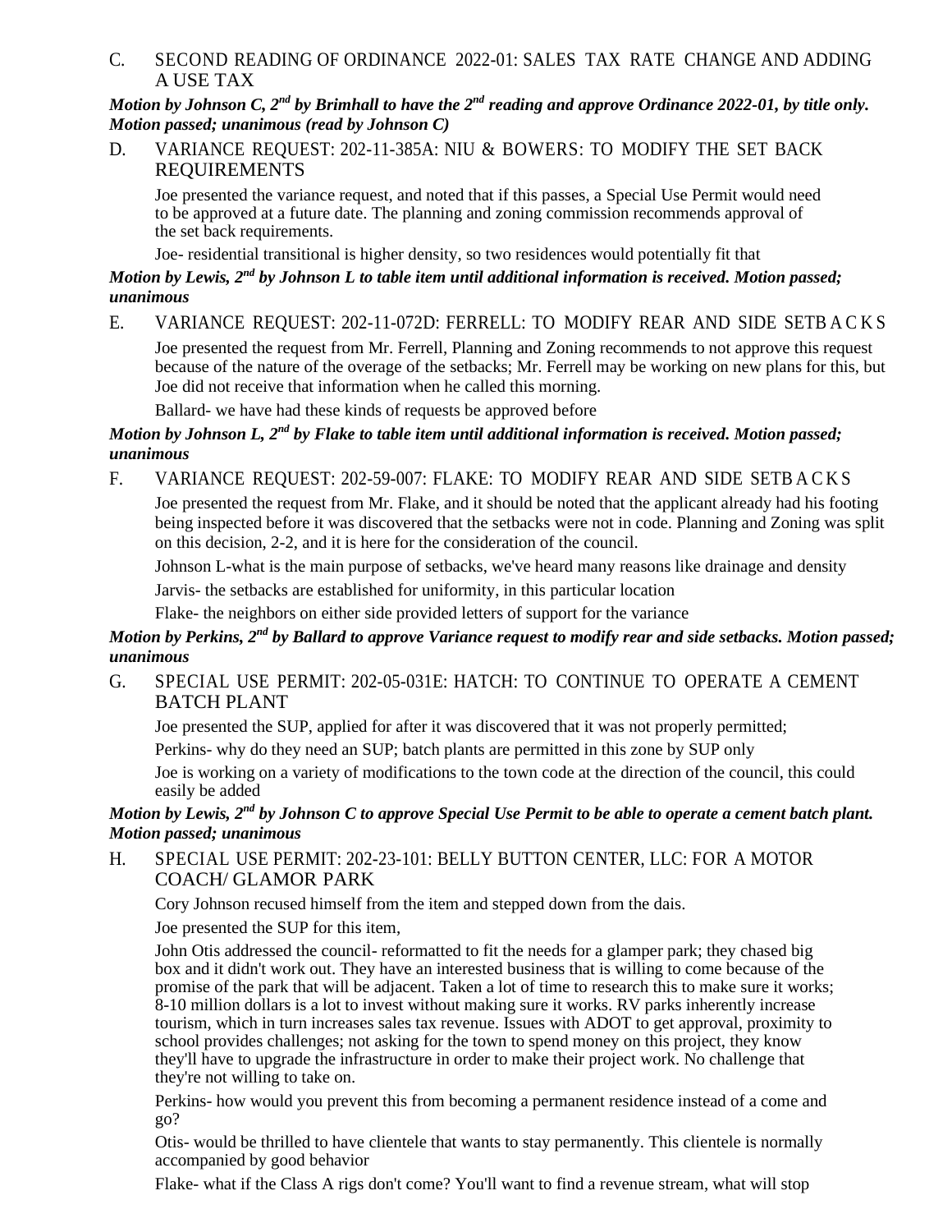C. SECOND READING OF ORDINANCE 2022-01: SALES TAX RATE CHANGE AND ADDING A USE TAX

***Motion by Johnson C, 2nd by Brimhall to have the 2nd reading and approve Ordinance 2022-01, by title only. Motion passed; unanimous (read by Johnson C)***

D. VARIANCE REQUEST: 202-11-385A: NIU & BOWERS: TO MODIFY THE SET BACK REQUIREMENTS

Joe presented the variance request, and noted that if this passes, a Special Use Permit would need to be approved at a future date. The planning and zoning commission recommends approval of the set back requirements.

Joe- residential transitional is higher density, so two residences would potentially fit that

***Motion by Lewis, 2nd by Johnson L to table item until additional information is received. Motion passed; unanimous***

E. VARIANCE REQUEST: 202-11-072D: FERRELL: TO MODIFY REAR AND SIDE SETBACKS

Joe presented the request from Mr. Ferrell, Planning and Zoning recommends to not approve this request because of the nature of the overage of the setbacks; Mr. Ferrell may be working on new plans for this, but Joe did not receive that information when he called this morning.

Ballard- we have had these kinds of requests be approved before

***Motion by Johnson L, 2nd by Flake to table item until additional information is received. Motion passed; unanimous***

F. VARIANCE REQUEST: 202-59-007: FLAKE: TO MODIFY REAR AND SIDE SETBACKS

Joe presented the request from Mr. Flake, and it should be noted that the applicant already had his footing being inspected before it was discovered that the setbacks were not in code. Planning and Zoning was split on this decision, 2-2, and it is here for the consideration of the council.

Johnson L-what is the main purpose of setbacks, we've heard many reasons like drainage and density

Jarvis- the setbacks are established for uniformity, in this particular location

Flake- the neighbors on either side provided letters of support for the variance

***Motion by Perkins, 2nd by Ballard to approve Variance request to modify rear and side setbacks. Motion passed; unanimous***

G. SPECIAL USE PERMIT: 202-05-031E: HATCH: TO CONTINUE TO OPERATE A CEMENT BATCH PLANT

Joe presented the SUP, applied for after it was discovered that it was not properly permitted;

Perkins- why do they need an SUP; batch plants are permitted in this zone by SUP only

Joe is working on a variety of modifications to the town code at the direction of the council, this could easily be added

***Motion by Lewis, 2nd by Johnson C to approve Special Use Permit to be able to operate a cement batch plant. Motion passed; unanimous***

H. SPECIAL USE PERMIT: 202-23-101: BELLY BUTTON CENTER, LLC: FOR A MOTOR COACH/ GLAMOR PARK

Cory Johnson recused himself from the item and stepped down from the dais.

Joe presented the SUP for this item,

John Otis addressed the council- reformatted to fit the needs for a glamper park; they chased big box and it didn't work out. They have an interested business that is willing to come because of the promise of the park that will be adjacent. Taken a lot of time to research this to make sure it works; 8-10 million dollars is a lot to invest without making sure it works. RV parks inherently increase tourism, which in turn increases sales tax revenue. Issues with ADOT to get approval, proximity to school provides challenges; not asking for the town to spend money on this project, they know they'll have to upgrade the infrastructure in order to make their project work. No challenge that they're not willing to take on.

Perkins- how would you prevent this from becoming a permanent residence instead of a come and go?

Otis- would be thrilled to have clientele that wants to stay permanently. This clientele is normally accompanied by good behavior

Flake- what if the Class A rigs don't come? You'll want to find a revenue stream, what will stop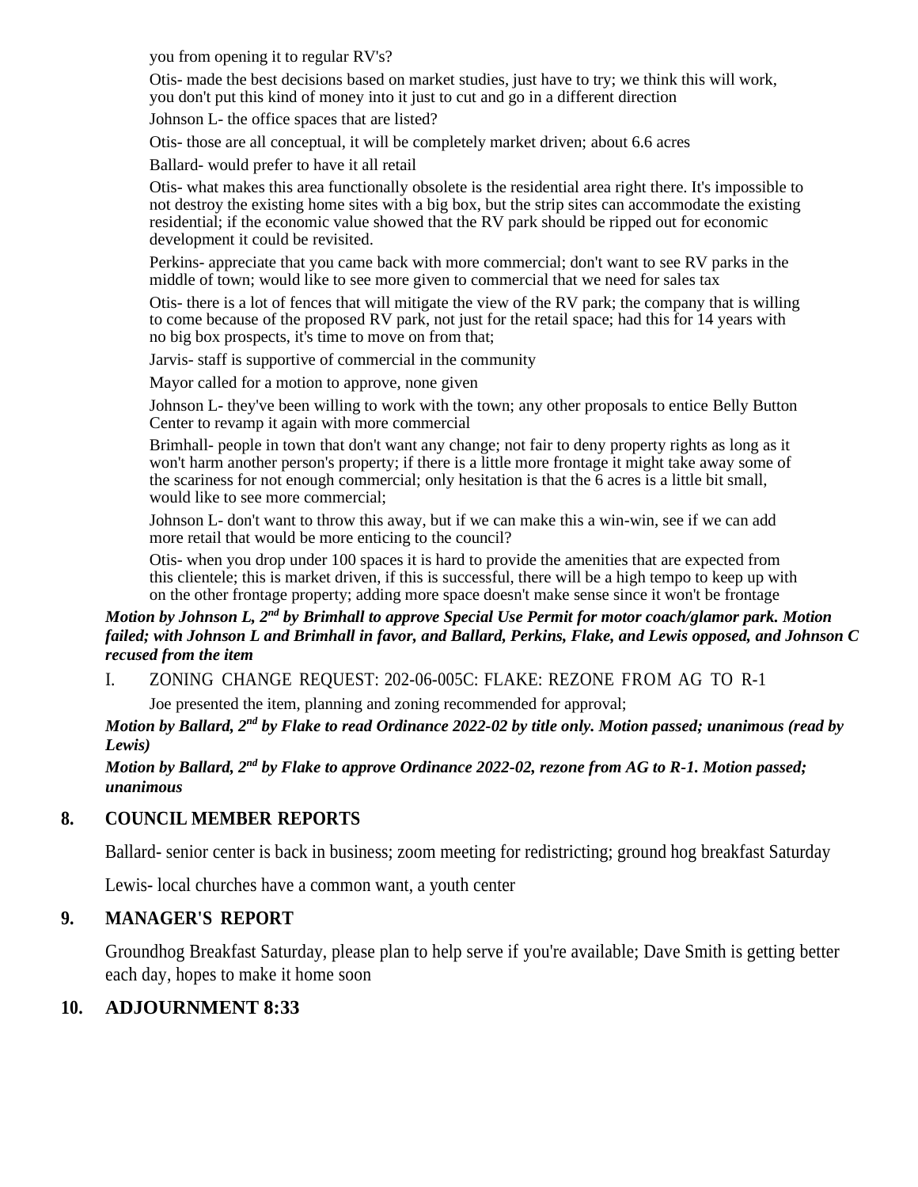you from opening it to regular RV's?

Otis- made the best decisions based on market studies, just have to try; we think this will work, you don't put this kind of money into it just to cut and go in a different direction

Johnson L- the office spaces that are listed?

Otis- those are all conceptual, it will be completely market driven; about 6.6 acres

Ballard- would prefer to have it all retail

Otis- what makes this area functionally obsolete is the residential area right there. It's impossible to not destroy the existing home sites with a big box, but the strip sites can accommodate the existing residential; if the economic value showed that the RV park should be ripped out for economic development it could be revisited.

Perkins- appreciate that you came back with more commercial; don't want to see RV parks in the middle of town; would like to see more given to commercial that we need for sales tax

Otis- there is a lot of fences that will mitigate the view of the RV park; the company that is willing to come because of the proposed RV park, not just for the retail space; had this for 14 years with no big box prospects, it's time to move on from that;

Jarvis- staff is supportive of commercial in the community

Mayor called for a motion to approve, none given

Johnson L- they've been willing to work with the town; any other proposals to entice Belly Button Center to revamp it again with more commercial

Brimhall- people in town that don't want any change; not fair to deny property rights as long as it won't harm another person's property; if there is a little more frontage it might take away some of the scariness for not enough commercial; only hesitation is that the 6 acres is a little bit small, would like to see more commercial;

Johnson L- don't want to throw this away, but if we can make this a win-win, see if we can add more retail that would be more enticing to the council?

Otis- when you drop under 100 spaces it is hard to provide the amenities that are expected from this clientele; this is market driven, if this is successful, there will be a high tempo to keep up with on the other frontage property; adding more space doesn't make sense since it won't be frontage

***Motion by Johnson L, 2nd by Brimhall to approve Special Use Permit for motor coach/glamor park. Motion failed; with Johnson L and Brimhall in favor, and Ballard, Perkins, Flake, and Lewis opposed, and Johnson C recused from the item***

I. ZONING CHANGE REQUEST: 202-06-005C: FLAKE: REZONE FROM AG TO R-1

Joe presented the item, planning and zoning recommended for approval;

***Motion by Ballard, 2nd by Flake to read Ordinance 2022-02 by title only. Motion passed; unanimous (read by Lewis)***

***Motion by Ballard, 2nd by Flake to approve Ordinance 2022-02, rezone from AG to R-1. Motion passed; unanimous***

## 8. COUNCIL MEMBER REPORTS

Ballard- senior center is back in business; zoom meeting for redistricting; ground hog breakfast Saturday

Lewis- local churches have a common want, a youth center

## 9. MANAGER'S REPORT

Groundhog Breakfast Saturday, please plan to help serve if you're available; Dave Smith is getting better each day, hopes to make it home soon

## 10. ADJOURNMENT 8:33